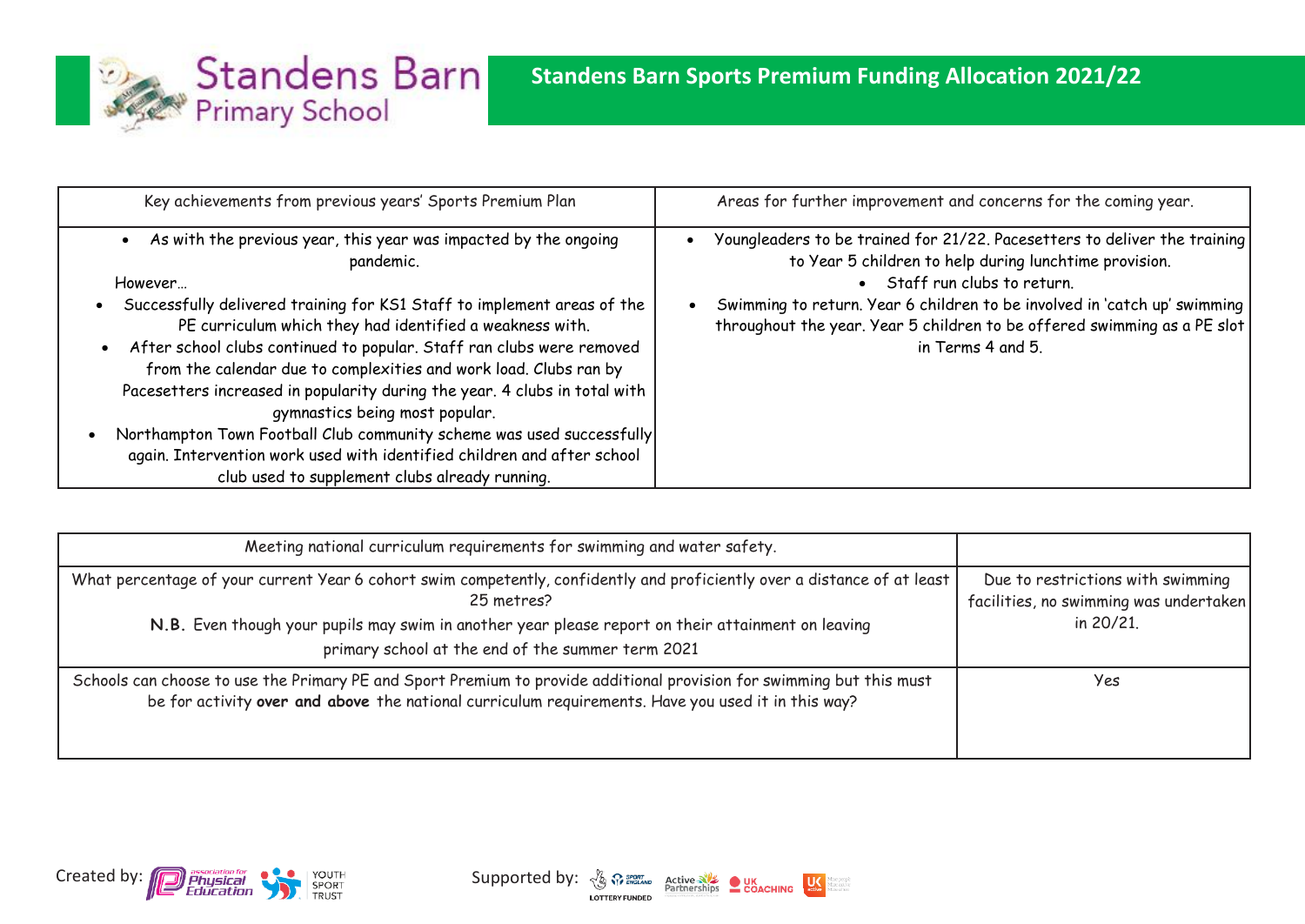Standens Barn Primary School

# Standens Barn Sports Premium Funding Allocation 2021/22

| Key achievements from previous years' Sports Premium Plan | Areas for further improvement and concerns for the coming year. |
|---|---|
| • As with the previous year, this year was impacted by the ongoing pandemic.<br>However…<br>• Successfully delivered training for KS1 Staff to implement areas of the PE curriculum which they had identified a weakness with.<br>• After school clubs continued to popular. Staff ran clubs were removed from the calendar due to complexities and work load. Clubs ran by Pacesetters increased in popularity during the year. 4 clubs in total with gymnastics being most popular.<br>• Northampton Town Football Club community scheme was used successfully again. Intervention work used with identified children and after school club used to supplement clubs already running. | • Youngleaders to be trained for 21/22. Pacesetters to deliver the training to Year 5 children to help during lunchtime provision.<br>• Staff run clubs to return.<br>• Swimming to return. Year 6 children to be involved in 'catch up' swimming throughout the year. Year 5 children to be offered swimming as a PE slot in Terms 4 and 5. |

| Meeting national curriculum requirements for swimming and water safety. | |
|---|---|
| What percentage of your current Year 6 cohort swim competently, confidently and proficiently over a distance of at least 25 metres?<br>**N.B.** Even though your pupils may swim in another year please report on their attainment on leaving primary school at the end of the summer term 2021 | Due to restrictions with swimming facilities, no swimming was undertaken in 20/21. |
| Schools can choose to use the Primary PE and Sport Premium to provide additional provision for swimming but this must be for activity **over and above** the national curriculum requirements. Have you used it in this way? | Yes |

Created by: association for Physical Education, Youth Sport Trust

Supported by: Sport England (Lottery Funded), Active Partnerships, UK Coaching, UK Active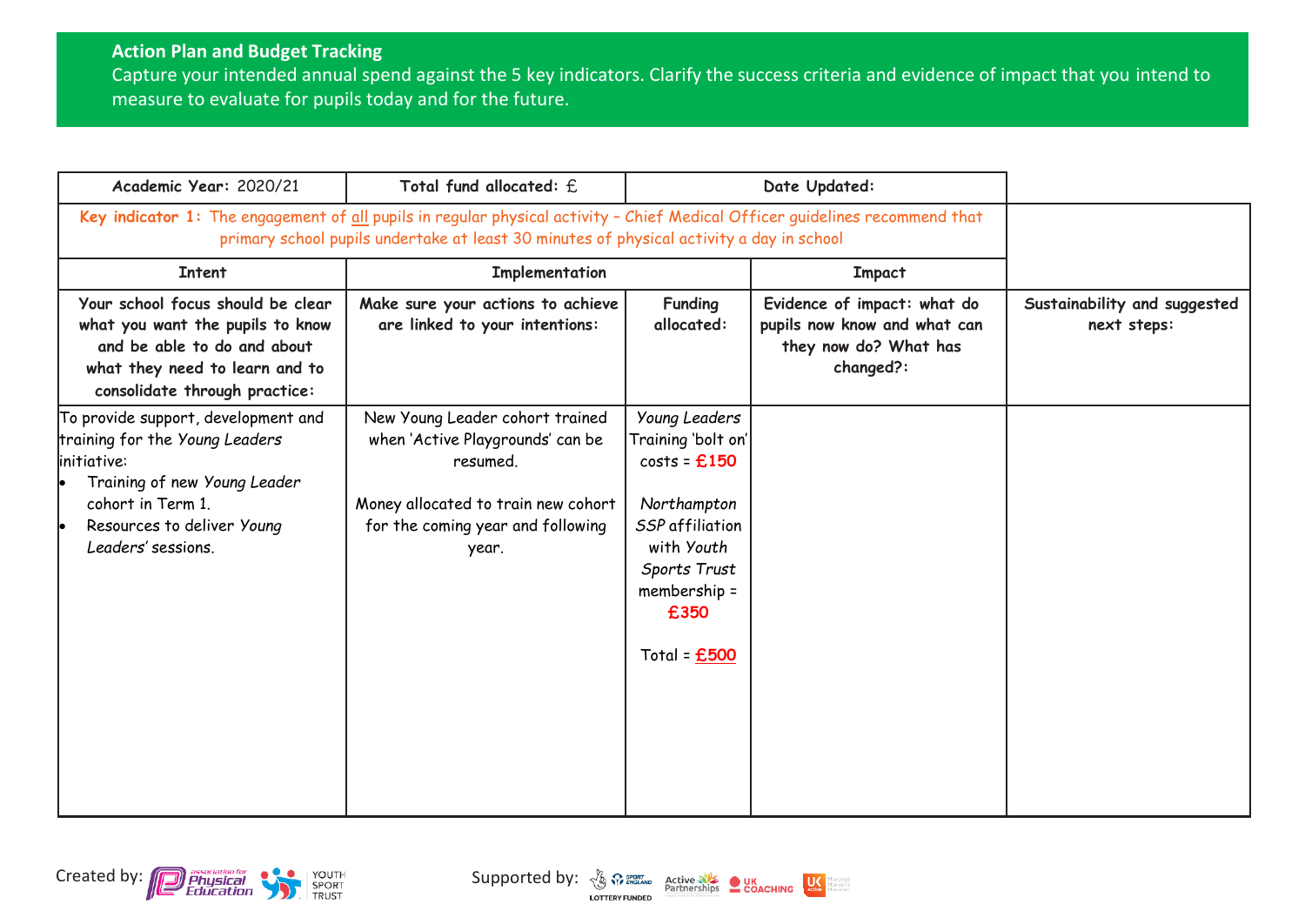**Action Plan and Budget Tracking**

Capture your intended annual spend against the 5 key indicators. Clarify the success criteria and evidence of impact that you intend to measure to evaluate for pupils today and for the future.

| **Academic Year:** 2020/21 | **Total fund allocated:** £ | **Date Updated:** | | |
|---|---|---|---|---|
| **Key indicator 1:** The engagement of <u>all</u> pupils in regular physical activity – Chief Medical Officer guidelines recommend that primary school pupils undertake at least 30 minutes of physical activity a day in school | | | | |
| **Intent** | **Implementation** | | **Impact** | |
| **Your school focus should be clear what you want the pupils to know and be able to do and about what they need to learn and to consolidate through practice:** | **Make sure your actions to achieve are linked to your intentions:** | **Funding allocated:** | **Evidence of impact: what do pupils now know and what can they now do? What has changed?:** | **Sustainability and suggested next steps:** |
| To provide support, development and training for the *Young Leaders* initiative:<br>• Training of new *Young Leader* cohort in Term 1.<br>• Resources to deliver *Young Leaders'* sessions. | New Young Leader cohort trained when 'Active Playgrounds' can be resumed.<br><br>Money allocated to train new cohort for the coming year and following year. | *Young Leaders* Training 'bolt on' costs = **£150**<br><br>*Northampton SSP* affiliation with *Youth Sports Trust* membership = **£350**<br><br>Total = <u>**£500**</u> | | |

Created by: Association for Physical Education, Youth Sport Trust

Supported by: Sport England, Active Partnerships, UK Coaching, UK Active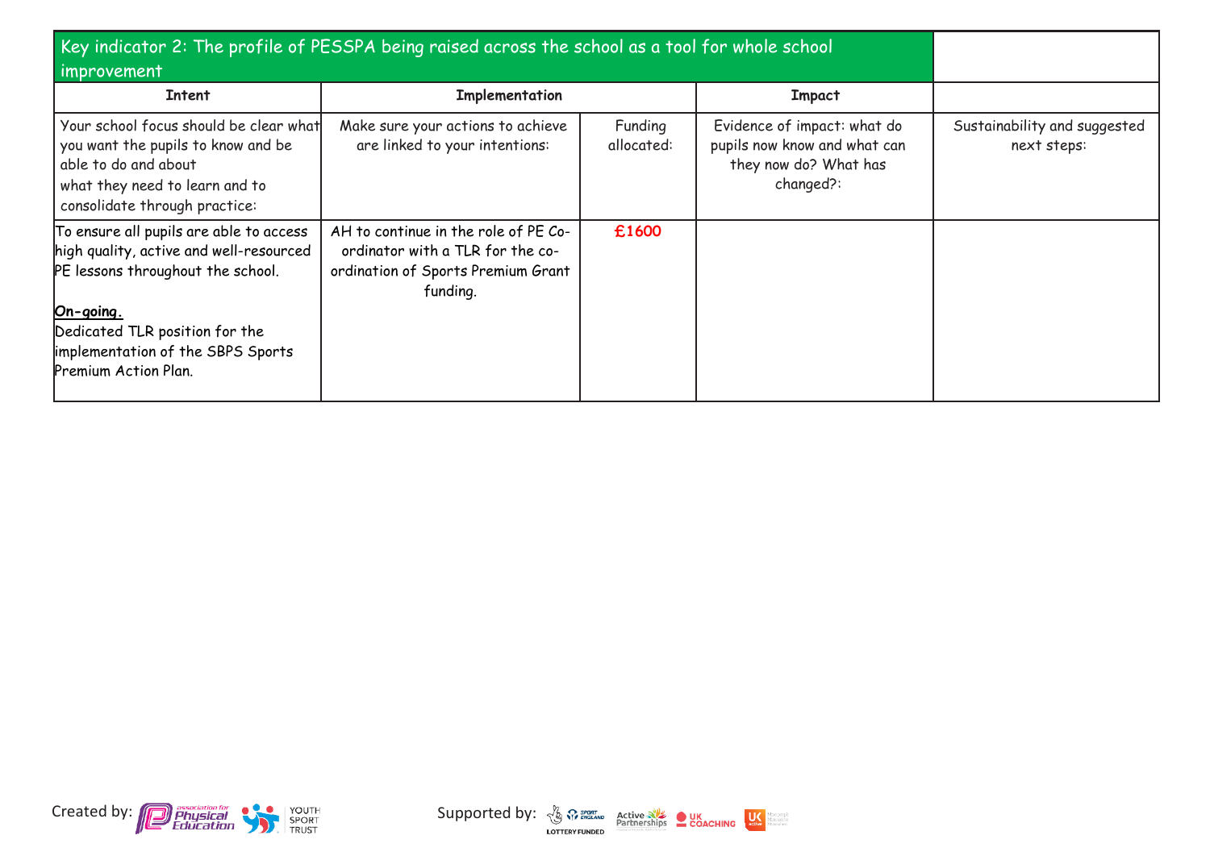| Key indicator 2: The profile of PESSPA being raised across the school as a tool for whole school improvement | | | | |
|---|---|---|---|---|
| **Intent** | **Implementation** | | **Impact** | |
| Your school focus should be clear what you want the pupils to know and be able to do and about what they need to learn and to consolidate through practice: | Make sure your actions to achieve are linked to your intentions: | Funding allocated: | Evidence of impact: what do pupils now know and what can they now do? What has changed?: | Sustainability and suggested next steps: |
| To ensure all pupils are able to access high quality, active and well-resourced PE lessons throughout the school.<br><br>**On-going.**<br>Dedicated TLR position for the implementation of the SBPS Sports Premium Action Plan. | AH to continue in the role of PE Co-ordinator with a TLR for the co-ordination of Sports Premium Grant funding. | **£1600** | | |

Created by: Association for Physical Education, Youth Sport Trust

Supported by: Sport England (Lottery Funded), Active Partnerships, UK Coaching, UK Active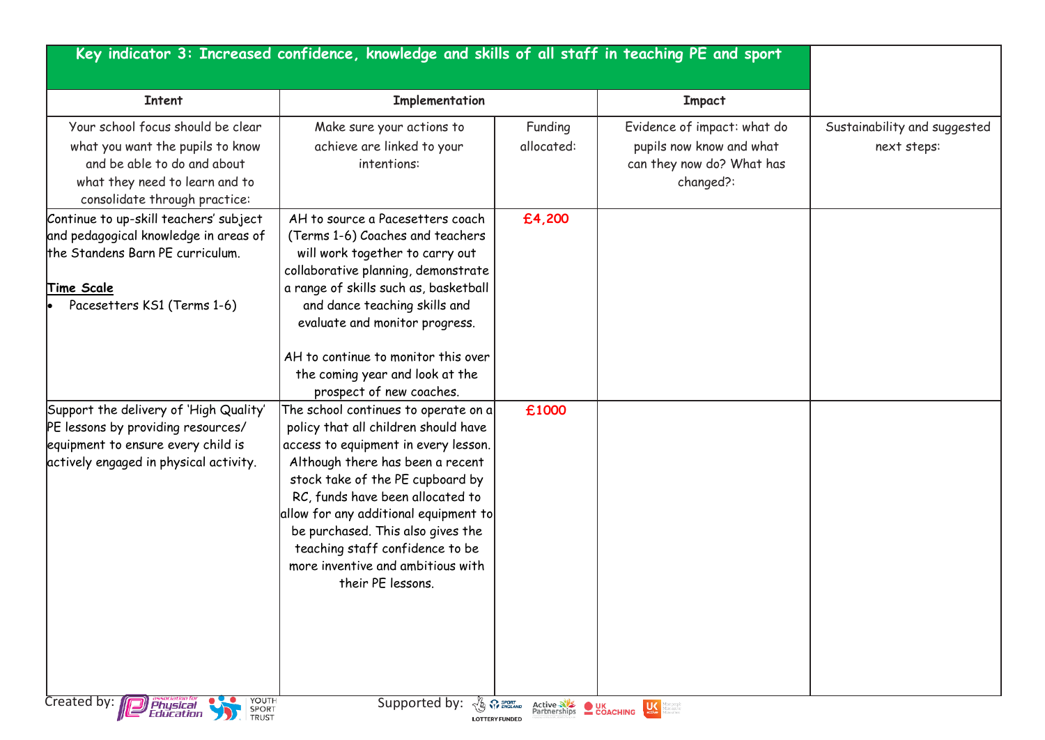| Key indicator 3: Increased confidence, knowledge and skills of all staff in teaching PE and sport | | | | |
|---|---|---|---|---|
| Intent | Implementation | | Impact | |
| Your school focus should be clear what you want the pupils to know and be able to do and about what they need to learn and to consolidate through practice: | Make sure your actions to achieve are linked to your intentions: | Funding allocated: | Evidence of impact: what do pupils now know and what can they now do? What has changed?: | Sustainability and suggested next steps: |
| Continue to up-skill teachers' subject and pedagogical knowledge in areas of the Standens Barn PE curriculum.<br><br>**Time Scale**<br>• Pacesetters KS1 (Terms 1-6) | AH to source a Pacesetters coach (Terms 1-6) Coaches and teachers will work together to carry out collaborative planning, demonstrate a range of skills such as, basketball and dance teaching skills and evaluate and monitor progress.<br><br>AH to continue to monitor this over the coming year and look at the prospect of new coaches. | £4,200 | | |
| Support the delivery of 'High Quality' PE lessons by providing resources/ equipment to ensure every child is actively engaged in physical activity. | The school continues to operate on a policy that all children should have access to equipment in every lesson. Although there has been a recent stock take of the PE cupboard by RC, funds have been allocated to allow for any additional equipment to be purchased. This also gives the teaching staff confidence to be more inventive and ambitious with their PE lessons. | £1000 | | |

Created by: Association for Physical Education, Youth Sport Trust

Supported by: Sport England (Lottery Funded), Active Partnerships, UK Coaching, UK Active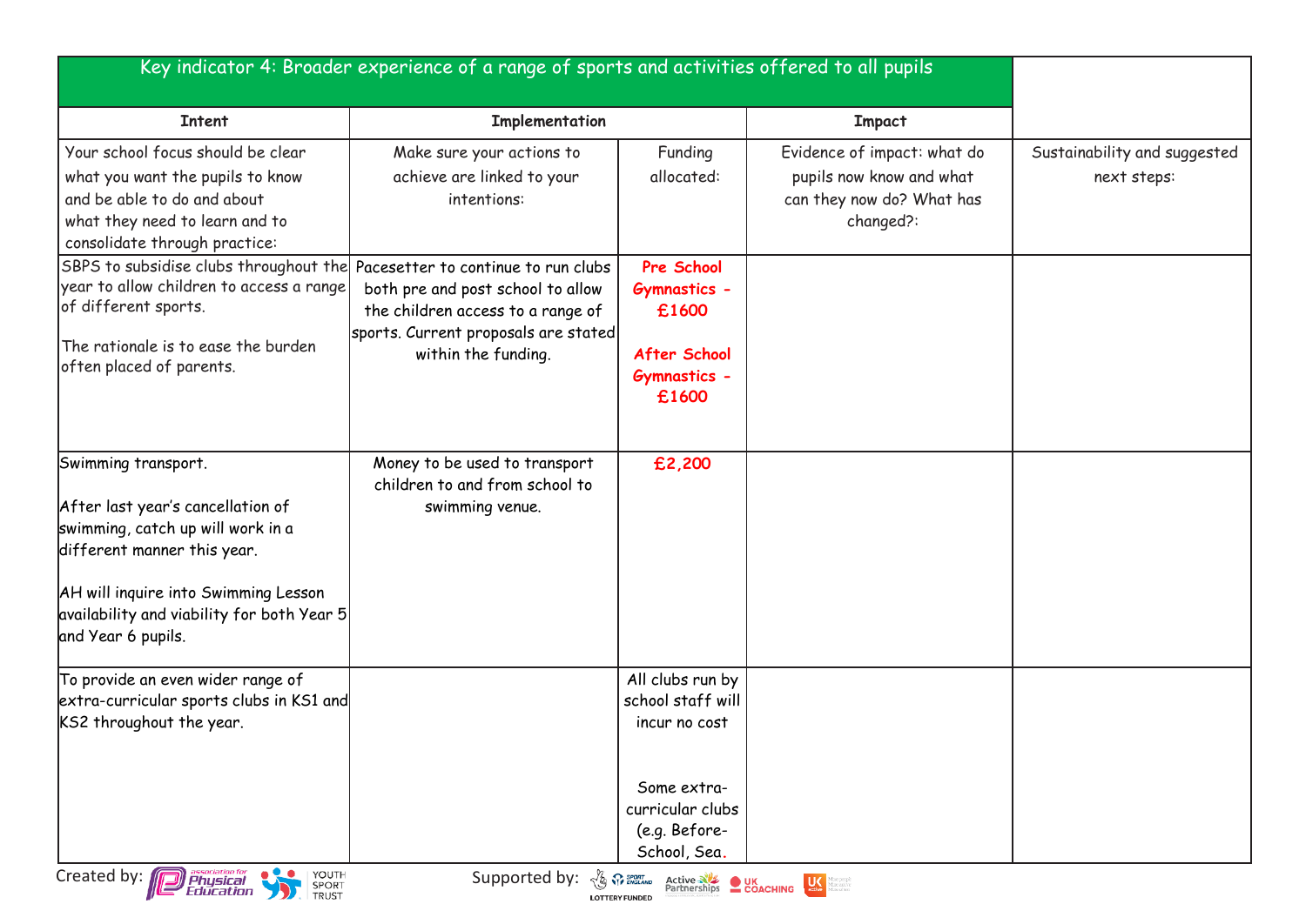| Key indicator 4: Broader experience of a range of sports and activities offered to all pupils | | | | |
|---|---|---|---|---|
| **Intent** | **Implementation** | | **Impact** | |
| Your school focus should be clear what you want the pupils to know and be able to do and about what they need to learn and to consolidate through practice: | Make sure your actions to achieve are linked to your intentions: | Funding allocated: | Evidence of impact: what do pupils now know and what can they now do? What has changed?: | Sustainability and suggested next steps: |
| SBPS to subsidise clubs throughout the year to allow children to access a range of different sports.<br><br>The rationale is to ease the burden often placed of parents. | Pacesetter to continue to run clubs both pre and post school to allow the children access to a range of sports. Current proposals are stated within the funding. | **Pre School Gymnastics - £1600**<br><br>**After School Gymnastics - £1600** | | |
| Swimming transport.<br><br>After last year's cancellation of swimming, catch up will work in a different manner this year.<br><br>AH will inquire into Swimming Lesson availability and viability for both Year 5 and Year 6 pupils. | Money to be used to transport children to and from school to swimming venue. | **£2,200** | | |
| To provide an even wider range of extra-curricular sports clubs in KS1 and KS2 throughout the year. | | All clubs run by school staff will incur no cost<br><br>Some extra-curricular clubs (e.g. Before-School, Sea. | | |

Created by: Association for Physical Education, Youth Sport Trust

Supported by: Sport England (Lottery Funded), Active Partnerships, UK Coaching, UK Active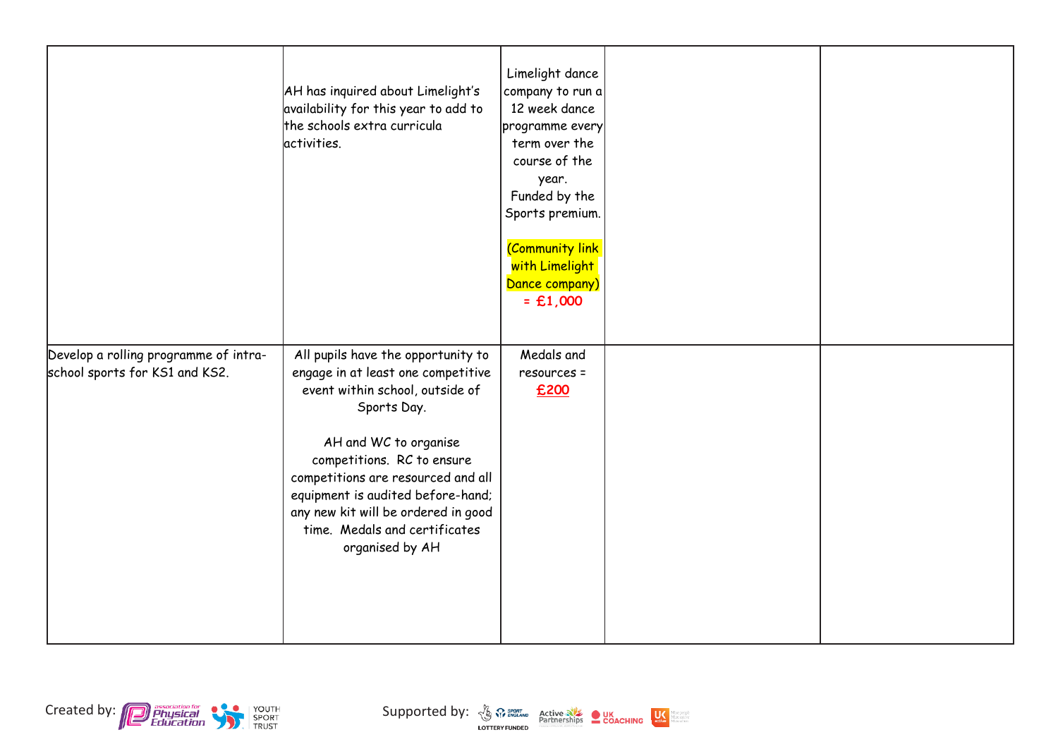| | | | | |
|---|---|---|---|---|
| | AH has inquired about Limelight's availability for this year to add to the schools extra curricula activities. | Limelight dance company to run a 12 week dance programme every term over the course of the year. Funded by the Sports premium. (Community link with Limelight Dance company) = **£1,000** | | |
| Develop a rolling programme of intra-school sports for KS1 and KS2. | All pupils have the opportunity to engage in at least one competitive event within school, outside of Sports Day. AH and WC to organise competitions. RC to ensure competitions are resourced and all equipment is audited before-hand; any new kit will be ordered in good time. Medals and certificates organised by AH | Medals and resources = **£200** | | |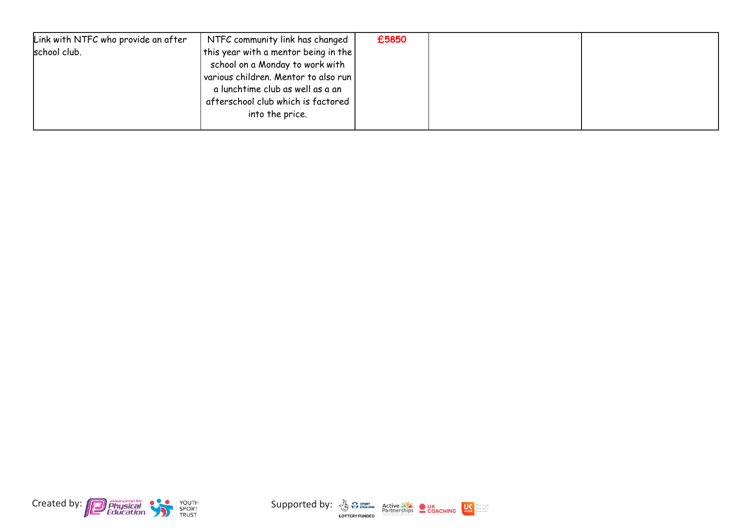| | | | | |
|---|---|---|---|---|
| Link with NTFC who provide an after school club. | NTFC community link has changed this year with a mentor being in the school on a Monday to work with various children. Mentor to also run a lunchtime club as well as a an afterschool club which is factored into the price. | £5850 | | |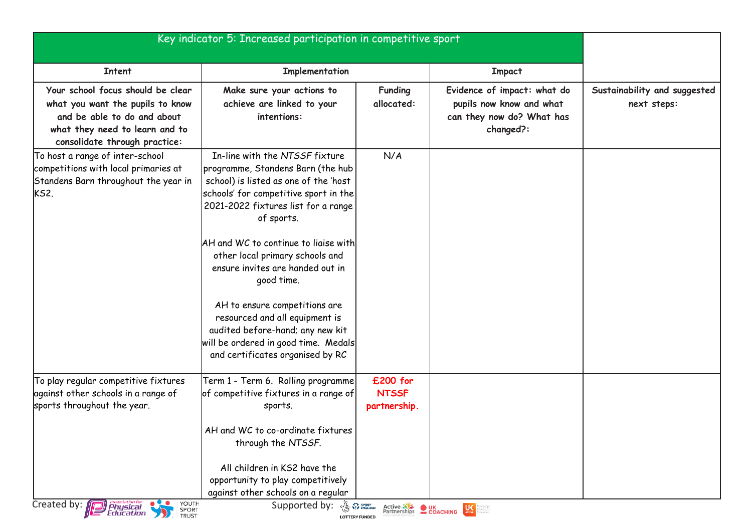| Key indicator 5: Increased participation in competitive sport | | | | |
|---|---|---|---|---|
| **Intent** | **Implementation** | | **Impact** | |
| **Your school focus should be clear what you want the pupils to know and be able to do and about what they need to learn and to consolidate through practice:** | **Make sure your actions to achieve are linked to your intentions:** | **Funding allocated:** | **Evidence of impact: what do pupils now know and what can they now do? What has changed?:** | **Sustainability and suggested next steps:** |
| To host a range of inter-school competitions with local primaries at Standens Barn throughout the year in KS2. | In-line with the *NTSSF* fixture programme, Standens Barn (the hub school) is listed as one of the 'host schools' for competitive sport in the 2021-2022 fixtures list for a range of sports.<br><br>AH and WC to continue to liaise with other local primary schools and ensure invites are handed out in good time.<br><br>AH to ensure competitions are resourced and all equipment is audited before-hand; any new kit will be ordered in good time. Medals and certificates organised by RC | N/A | | |
| To play regular competitive fixtures against other schools in a range of sports throughout the year. | Term 1 - Term 6. Rolling programme of competitive fixtures in a range of sports.<br><br>AH and WC to co-ordinate fixtures through the *NTSSF*.<br><br>All children in KS2 have the opportunity to play competitively against other schools on a regular | **£200 for NTSSF partnership.** | | |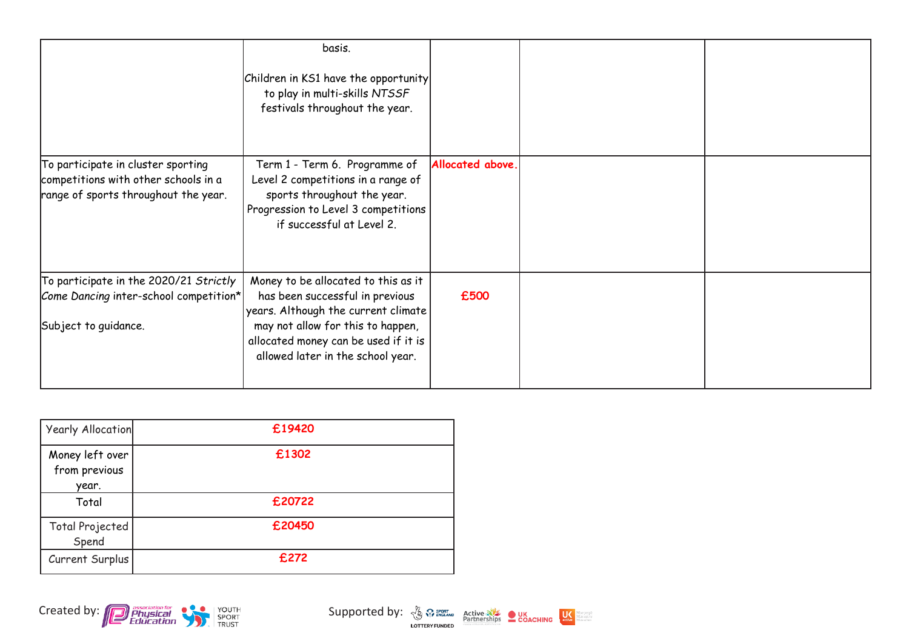|  |  |  |  |  |
|---|---|---|---|---|
|  | basis.<br><br>Children in KS1 have the opportunity to play in multi-skills *NTSSF* festivals throughout the year. |  |  |  |
| To participate in cluster sporting competitions with other schools in a range of sports throughout the year. | Term 1 - Term 6. Programme of Level 2 competitions in a range of sports throughout the year. Progression to Level 3 competitions if successful at Level 2. | **Allocated above.** |  |  |
| To participate in the 2020/21 *Strictly Come Dancing* inter-school competition*<br><br>Subject to guidance. | Money to be allocated to this as it has been successful in previous years. Although the current climate may not allow for this to happen, allocated money can be used if it is allowed later in the school year. | **£500** |  |  |

| Yearly Allocation | **£19420** |
|---|---|
| Money left over from previous year. | **£1302** |
| Total | **£20722** |
| Total Projected Spend | **£20450** |
| Current Surplus | **£272** |

Created by: association for Physical Education, Youth Sport Trust

Supported by: Sport England, Lottery Funded, Active Partnerships, UK Coaching, UK Active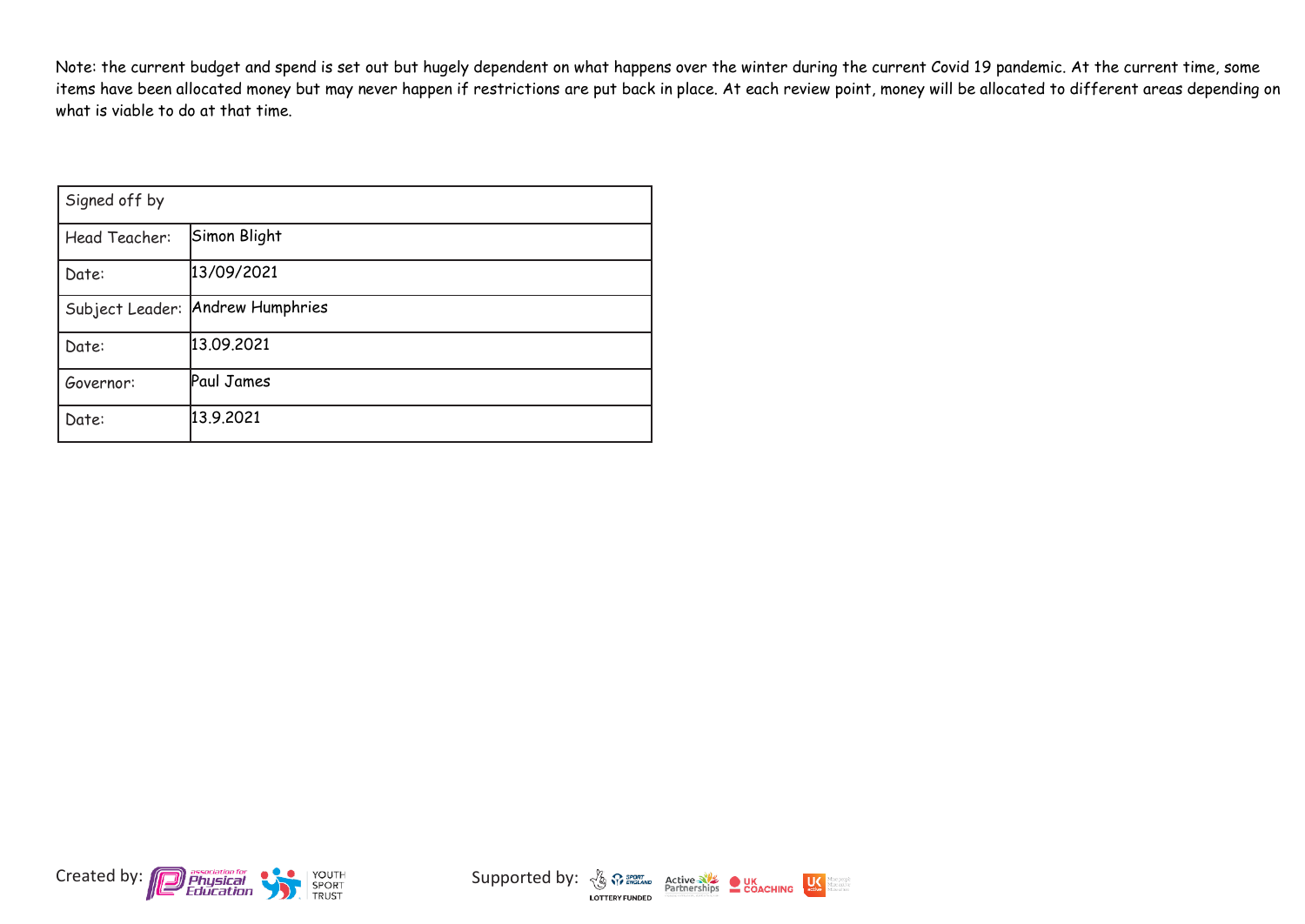Note: the current budget and spend is set out but hugely dependent on what happens over the winter during the current Covid 19 pandemic. At the current time, some items have been allocated money but may never happen if restrictions are put back in place. At each review point, money will be allocated to different areas depending on what is viable to do at that time.

| Signed off by | |
|---|---|
| Head Teacher: | Simon Blight |
| Date: | 13/09/2021 |
| Subject Leader: | Andrew Humphries |
| Date: | 13.09.2021 |
| Governor: | Paul James |
| Date: | 13.9.2021 |

Created by: association for Physical Education, YOUTH SPORT TRUST

Supported by: SPORT ENGLAND, LOTTERY FUNDED, Active Partnerships, UK COACHING, UK active